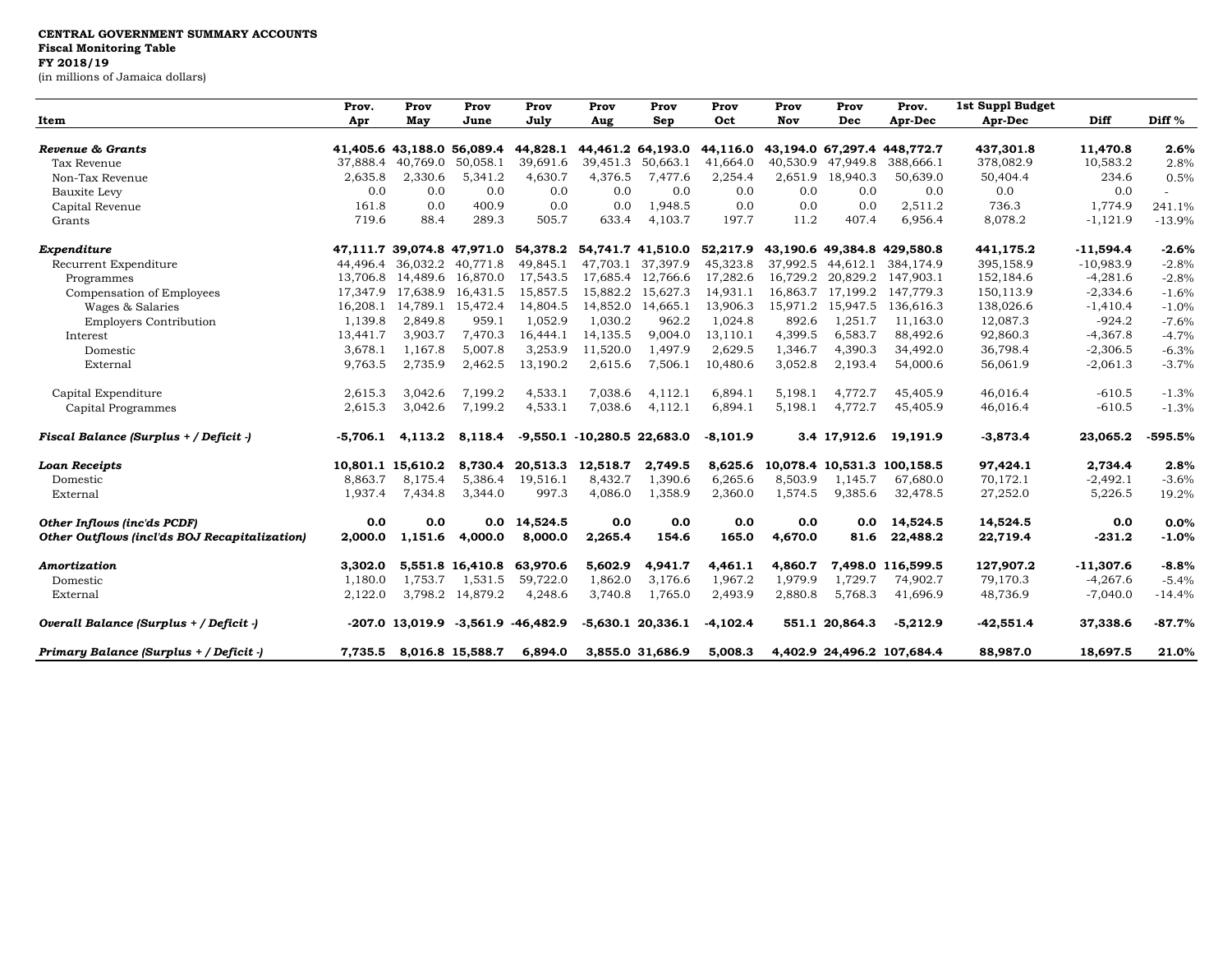**CENTRAL GOVERNMENT SUMMARY ACCOUNTS**
**Fiscal Monitoring Table**
**FY 2018/19**
(in millions of Jamaica dollars)

| Item | Prov. Apr | Prov May | Prov June | Prov July | Prov Aug | Prov Sep | Prov Oct | Prov Nov | Prov Dec | Prov. Apr-Dec | 1st Suppl Budget Apr-Dec | Diff | Diff % |
|---|---|---|---|---|---|---|---|---|---|---|---|---|---|
| ***Revenue & Grants*** | **41,405.6** | **43,188.0** | **56,089.4** | **44,828.1** | **44,461.2** | **64,193.0** | **44,116.0** | **43,194.0** | **67,297.4** | **448,772.7** | **437,301.8** | **11,470.8** | **2.6%** |
| Tax Revenue | 37,888.4 | 40,769.0 | 50,058.1 | 39,691.6 | 39,451.3 | 50,663.1 | 41,664.0 | 40,530.9 | 47,949.8 | 388,666.1 | 378,082.9 | 10,583.2 | 2.8% |
| Non-Tax Revenue | 2,635.8 | 2,330.6 | 5,341.2 | 4,630.7 | 4,376.5 | 7,477.6 | 2,254.4 | 2,651.9 | 18,940.3 | 50,639.0 | 50,404.4 | 234.6 | 0.5% |
| Bauxite Levy | 0.0 | 0.0 | 0.0 | 0.0 | 0.0 | 0.0 | 0.0 | 0.0 | 0.0 | 0.0 | 0.0 | 0.0 | - |
| Capital Revenue | 161.8 | 0.0 | 400.9 | 0.0 | 0.0 | 1,948.5 | 0.0 | 0.0 | 0.0 | 2,511.2 | 736.3 | 1,774.9 | 241.1% |
| Grants | 719.6 | 88.4 | 289.3 | 505.7 | 633.4 | 4,103.7 | 197.7 | 11.2 | 407.4 | 6,956.4 | 8,078.2 | -1,121.9 | -13.9% |
| ***Expenditure*** | **47,111.7** | **39,074.8** | **47,971.0** | **54,378.2** | **54,741.7** | **41,510.0** | **52,217.9** | **43,190.6** | **49,384.8** | **429,580.8** | **441,175.2** | **-11,594.4** | **-2.6%** |
| Recurrent Expenditure | 44,496.4 | 36,032.2 | 40,771.8 | 49,845.1 | 47,703.1 | 37,397.9 | 45,323.8 | 37,992.5 | 44,612.1 | 384,174.9 | 395,158.9 | -10,983.9 | -2.8% |
| Programmes | 13,706.8 | 14,489.6 | 16,870.0 | 17,543.5 | 17,685.4 | 12,766.6 | 17,282.6 | 16,729.2 | 20,829.2 | 147,903.1 | 152,184.6 | -4,281.6 | -2.8% |
| Compensation of Employees | 17,347.9 | 17,638.9 | 16,431.5 | 15,857.5 | 15,882.2 | 15,627.3 | 14,931.1 | 16,863.7 | 17,199.2 | 147,779.3 | 150,113.9 | -2,334.6 | -1.6% |
| Wages & Salaries | 16,208.1 | 14,789.1 | 15,472.4 | 14,804.5 | 14,852.0 | 14,665.1 | 13,906.3 | 15,971.2 | 15,947.5 | 136,616.3 | 138,026.6 | -1,410.4 | -1.0% |
| Employers Contribution | 1,139.8 | 2,849.8 | 959.1 | 1,052.9 | 1,030.2 | 962.2 | 1,024.8 | 892.6 | 1,251.7 | 11,163.0 | 12,087.3 | -924.2 | -7.6% |
| Interest | 13,441.7 | 3,903.7 | 7,470.3 | 16,444.1 | 14,135.5 | 9,004.0 | 13,110.1 | 4,399.5 | 6,583.7 | 88,492.6 | 92,860.3 | -4,367.8 | -4.7% |
| Domestic | 3,678.1 | 1,167.8 | 5,007.8 | 3,253.9 | 11,520.0 | 1,497.9 | 2,629.5 | 1,346.7 | 4,390.3 | 34,492.0 | 36,798.4 | -2,306.5 | -6.3% |
| External | 9,763.5 | 2,735.9 | 2,462.5 | 13,190.2 | 2,615.6 | 7,506.1 | 10,480.6 | 3,052.8 | 2,193.4 | 54,000.6 | 56,061.9 | -2,061.3 | -3.7% |
| Capital Expenditure | 2,615.3 | 3,042.6 | 7,199.2 | 4,533.1 | 7,038.6 | 4,112.1 | 6,894.1 | 5,198.1 | 4,772.7 | 45,405.9 | 46,016.4 | -610.5 | -1.3% |
| Capital Programmes | 2,615.3 | 3,042.6 | 7,199.2 | 4,533.1 | 7,038.6 | 4,112.1 | 6,894.1 | 5,198.1 | 4,772.7 | 45,405.9 | 46,016.4 | -610.5 | -1.3% |
| ***Fiscal Balance (Surplus + / Deficit -)*** | **-5,706.1** | **4,113.2** | **8,118.4** | **-9,550.1** | **-10,280.5** | **22,683.0** | **-8,101.9** | **3.4** | **17,912.6** | **19,191.9** | **-3,873.4** | **23,065.2** | **-595.5%** |
| ***Loan Receipts*** | **10,801.1** | **15,610.2** | **8,730.4** | **20,513.3** | **12,518.7** | **2,749.5** | **8,625.6** | **10,078.4** | **10,531.3** | **100,158.5** | **97,424.1** | **2,734.4** | **2.8%** |
| Domestic | 8,863.7 | 8,175.4 | 5,386.4 | 19,516.1 | 8,432.7 | 1,390.6 | 6,265.6 | 8,503.9 | 1,145.7 | 67,680.0 | 70,172.1 | -2,492.1 | -3.6% |
| External | 1,937.4 | 7,434.8 | 3,344.0 | 997.3 | 4,086.0 | 1,358.9 | 2,360.0 | 1,574.5 | 9,385.6 | 32,478.5 | 27,252.0 | 5,226.5 | 19.2% |
| ***Other Inflows (inc'ds PCDF)*** | **0.0** | **0.0** | **0.0** | **14,524.5** | **0.0** | **0.0** | **0.0** | **0.0** | **0.0** | **14,524.5** | **14,524.5** | **0.0** | **0.0%** |
| ***Other Outflows (incl'ds BOJ Recapitalization)*** | **2,000.0** | **1,151.6** | **4,000.0** | **8,000.0** | **2,265.4** | **154.6** | **165.0** | **4,670.0** | **81.6** | **22,488.2** | **22,719.4** | **-231.2** | **-1.0%** |
| ***Amortization*** | **3,302.0** | **5,551.8** | **16,410.8** | **63,970.6** | **5,602.9** | **4,941.7** | **4,461.1** | **4,860.7** | **7,498.0** | **116,599.5** | **127,907.2** | **-11,307.6** | **-8.8%** |
| Domestic | 1,180.0 | 1,753.7 | 1,531.5 | 59,722.0 | 1,862.0 | 3,176.6 | 1,967.2 | 1,979.9 | 1,729.7 | 74,902.7 | 79,170.3 | -4,267.6 | -5.4% |
| External | 2,122.0 | 3,798.2 | 14,879.2 | 4,248.6 | 3,740.8 | 1,765.0 | 2,493.9 | 2,880.8 | 5,768.3 | 41,696.9 | 48,736.9 | -7,040.0 | -14.4% |
| ***Overall Balance (Surplus + / Deficit -)*** | **-207.0** | **13,019.9** | **-3,561.9** | **-46,482.9** | **-5,630.1** | **20,336.1** | **-4,102.4** | **551.1** | **20,864.3** | **-5,212.9** | **-42,551.4** | **37,338.6** | **-87.7%** |
| ***Primary Balance (Surplus + / Deficit -)*** | **7,735.5** | **8,016.8** | **15,588.7** | **6,894.0** | **3,855.0** | **31,686.9** | **5,008.3** | **4,402.9** | **24,496.2** | **107,684.4** | **88,987.0** | **18,697.5** | **21.0%** |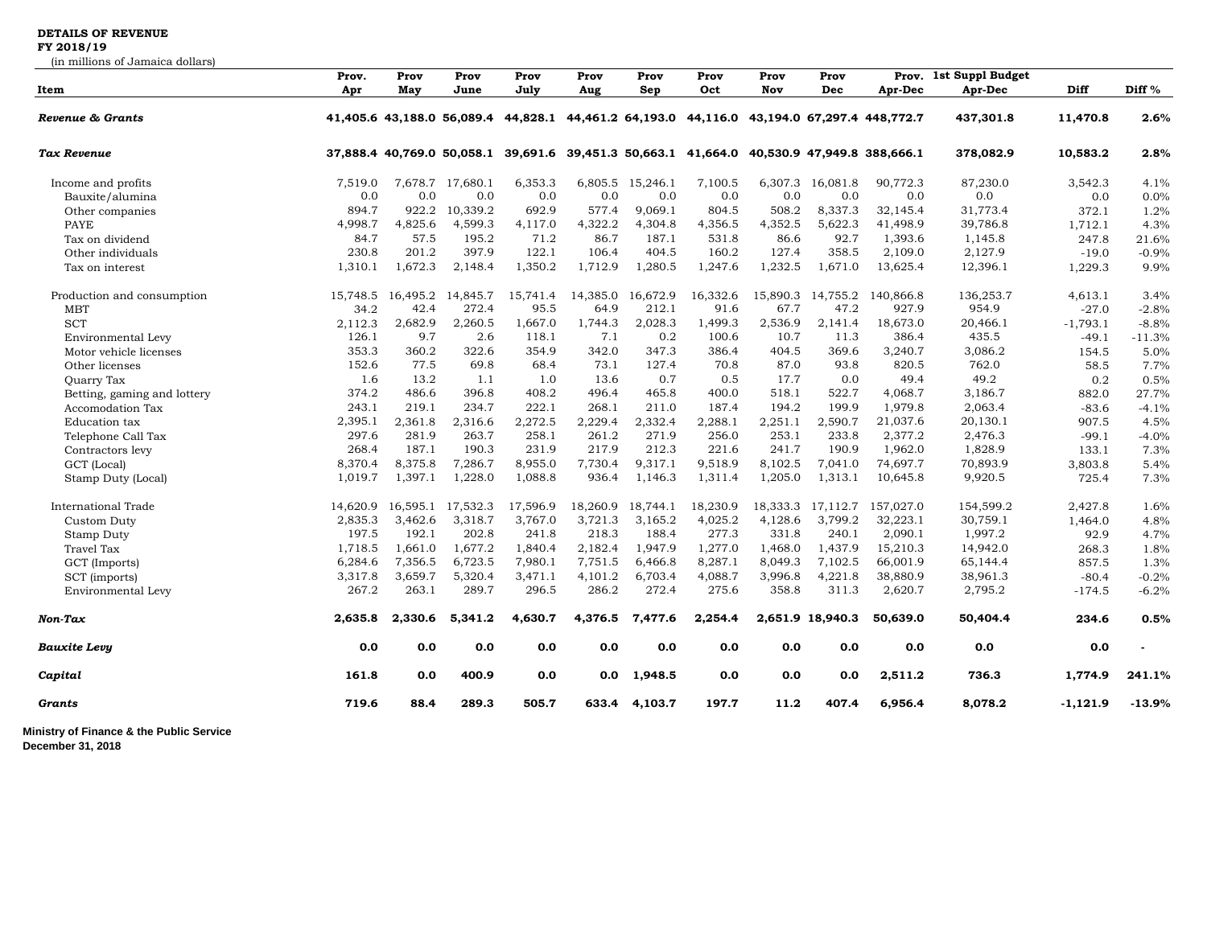**DETAILS OF REVENUE**
**FY 2018/19**
(in millions of Jamaica dollars)

| Item | Prov. Apr | Prov May | Prov June | Prov July | Prov Aug | Prov Sep | Prov Oct | Prov Nov | Prov Dec | Prov. Apr-Dec | 1st Suppl Budget Apr-Dec | Diff | Diff % |
|---|---|---|---|---|---|---|---|---|---|---|---|---|---|
| ***Revenue & Grants*** | **41,405.6** | **43,188.0** | **56,089.4** | **44,828.1** | **44,461.2** | **64,193.0** | **44,116.0** | **43,194.0** | **67,297.4** | **448,772.7** | **437,301.8** | **11,470.8** | **2.6%** |
| ***Tax Revenue*** | **37,888.4** | **40,769.0** | **50,058.1** | **39,691.6** | **39,451.3** | **50,663.1** | **41,664.0** | **40,530.9** | **47,949.8** | **388,666.1** | **378,082.9** | **10,583.2** | **2.8%** |
| Income and profits | 7,519.0 | 7,678.7 | 17,680.1 | 6,353.3 | 6,805.5 | 15,246.1 | 7,100.5 | 6,307.3 | 16,081.8 | 90,772.3 | 87,230.0 | 3,542.3 | 4.1% |
| Bauxite/alumina | 0.0 | 0.0 | 0.0 | 0.0 | 0.0 | 0.0 | 0.0 | 0.0 | 0.0 | 0.0 | 0.0 | 0.0 | 0.0% |
| Other companies | 894.7 | 922.2 | 10,339.2 | 692.9 | 577.4 | 9,069.1 | 804.5 | 508.2 | 8,337.3 | 32,145.4 | 31,773.4 | 372.1 | 1.2% |
| PAYE | 4,998.7 | 4,825.6 | 4,599.3 | 4,117.0 | 4,322.2 | 4,304.8 | 4,356.5 | 4,352.5 | 5,622.3 | 41,498.9 | 39,786.8 | 1,712.1 | 4.3% |
| Tax on dividend | 84.7 | 57.5 | 195.2 | 71.2 | 86.7 | 187.1 | 531.8 | 86.6 | 92.7 | 1,393.6 | 1,145.8 | 247.8 | 21.6% |
| Other individuals | 230.8 | 201.2 | 397.9 | 122.1 | 106.4 | 404.5 | 160.2 | 127.4 | 358.5 | 2,109.0 | 2,127.9 | -19.0 | -0.9% |
| Tax on interest | 1,310.1 | 1,672.3 | 2,148.4 | 1,350.2 | 1,712.9 | 1,280.5 | 1,247.6 | 1,232.5 | 1,671.0 | 13,625.4 | 12,396.1 | 1,229.3 | 9.9% |
| Production and consumption | 15,748.5 | 16,495.2 | 14,845.7 | 15,741.4 | 14,385.0 | 16,672.9 | 16,332.6 | 15,890.3 | 14,755.2 | 140,866.8 | 136,253.7 | 4,613.1 | 3.4% |
| MBT | 34.2 | 42.4 | 272.4 | 95.5 | 64.9 | 212.1 | 91.6 | 67.7 | 47.2 | 927.9 | 954.9 | -27.0 | -2.8% |
| SCT | 2,112.3 | 2,682.9 | 2,260.5 | 1,667.0 | 1,744.3 | 2,028.3 | 1,499.3 | 2,536.9 | 2,141.4 | 18,673.0 | 20,466.1 | -1,793.1 | -8.8% |
| Environmental Levy | 126.1 | 9.7 | 2.6 | 118.1 | 7.1 | 0.2 | 100.6 | 10.7 | 11.3 | 386.4 | 435.5 | -49.1 | -11.3% |
| Motor vehicle licenses | 353.3 | 360.2 | 322.6 | 354.9 | 342.0 | 347.3 | 386.4 | 404.5 | 369.6 | 3,240.7 | 3,086.2 | 154.5 | 5.0% |
| Other licenses | 152.6 | 77.5 | 69.8 | 68.4 | 73.1 | 127.4 | 70.8 | 87.0 | 93.8 | 820.5 | 762.0 | 58.5 | 7.7% |
| Quarry Tax | 1.6 | 13.2 | 1.1 | 1.0 | 13.6 | 0.7 | 0.5 | 17.7 | 0.0 | 49.4 | 49.2 | 0.2 | 0.5% |
| Betting, gaming and lottery | 374.2 | 486.6 | 396.8 | 408.2 | 496.4 | 465.8 | 400.0 | 518.1 | 522.7 | 4,068.7 | 3,186.7 | 882.0 | 27.7% |
| Accomodation Tax | 243.1 | 219.1 | 234.7 | 222.1 | 268.1 | 211.0 | 187.4 | 194.2 | 199.9 | 1,979.8 | 2,063.4 | -83.6 | -4.1% |
| Education tax | 2,395.1 | 2,361.8 | 2,316.6 | 2,272.5 | 2,229.4 | 2,332.4 | 2,288.1 | 2,251.1 | 2,590.7 | 21,037.6 | 20,130.1 | 907.5 | 4.5% |
| Telephone Call Tax | 297.6 | 281.9 | 263.7 | 258.1 | 261.2 | 271.9 | 256.0 | 253.1 | 233.8 | 2,377.2 | 2,476.3 | -99.1 | -4.0% |
| Contractors levy | 268.4 | 187.1 | 190.3 | 231.9 | 217.9 | 212.3 | 221.6 | 241.7 | 190.9 | 1,962.0 | 1,828.9 | 133.1 | 7.3% |
| GCT (Local) | 8,370.4 | 8,375.8 | 7,286.7 | 8,955.0 | 7,730.4 | 9,317.1 | 9,518.9 | 8,102.5 | 7,041.0 | 74,697.7 | 70,893.9 | 3,803.8 | 5.4% |
| Stamp Duty (Local) | 1,019.7 | 1,397.1 | 1,228.0 | 1,088.8 | 936.4 | 1,146.3 | 1,311.4 | 1,205.0 | 1,313.1 | 10,645.8 | 9,920.5 | 725.4 | 7.3% |
| International Trade | 14,620.9 | 16,595.1 | 17,532.3 | 17,596.9 | 18,260.9 | 18,744.1 | 18,230.9 | 18,333.3 | 17,112.7 | 157,027.0 | 154,599.2 | 2,427.8 | 1.6% |
| Custom Duty | 2,835.3 | 3,462.6 | 3,318.7 | 3,767.0 | 3,721.3 | 3,165.2 | 4,025.2 | 4,128.6 | 3,799.2 | 32,223.1 | 30,759.1 | 1,464.0 | 4.8% |
| Stamp Duty | 197.5 | 192.1 | 202.8 | 241.8 | 218.3 | 188.4 | 277.3 | 331.8 | 240.1 | 2,090.1 | 1,997.2 | 92.9 | 4.7% |
| Travel Tax | 1,718.5 | 1,661.0 | 1,677.2 | 1,840.4 | 2,182.4 | 1,947.9 | 1,277.0 | 1,468.0 | 1,437.9 | 15,210.3 | 14,942.0 | 268.3 | 1.8% |
| GCT (Imports) | 6,284.6 | 7,356.5 | 6,723.5 | 7,980.1 | 7,751.5 | 6,466.8 | 8,287.1 | 8,049.3 | 7,102.5 | 66,001.9 | 65,144.4 | 857.5 | 1.3% |
| SCT (imports) | 3,317.8 | 3,659.7 | 5,320.4 | 3,471.1 | 4,101.2 | 6,703.4 | 4,088.7 | 3,996.8 | 4,221.8 | 38,880.9 | 38,961.3 | -80.4 | -0.2% |
| Environmental Levy | 267.2 | 263.1 | 289.7 | 296.5 | 286.2 | 272.4 | 275.6 | 358.8 | 311.3 | 2,620.7 | 2,795.2 | -174.5 | -6.2% |
| ***Non-Tax*** | **2,635.8** | **2,330.6** | **5,341.2** | **4,630.7** | **4,376.5** | **7,477.6** | **2,254.4** | **2,651.9** | **18,940.3** | **50,639.0** | **50,404.4** | **234.6** | **0.5%** |
| ***Bauxite Levy*** | **0.0** | **0.0** | **0.0** | **0.0** | **0.0** | **0.0** | **0.0** | **0.0** | **0.0** | **0.0** | **0.0** | **0.0** | **-** |
| ***Capital*** | **161.8** | **0.0** | **400.9** | **0.0** | **0.0** | **1,948.5** | **0.0** | **0.0** | **0.0** | **2,511.2** | **736.3** | **1,774.9** | **241.1%** |
| ***Grants*** | **719.6** | **88.4** | **289.3** | **505.7** | **633.4** | **4,103.7** | **197.7** | **11.2** | **407.4** | **6,956.4** | **8,078.2** | **-1,121.9** | **-13.9%** |

**Ministry of Finance & the Public Service**
**December 31, 2018**